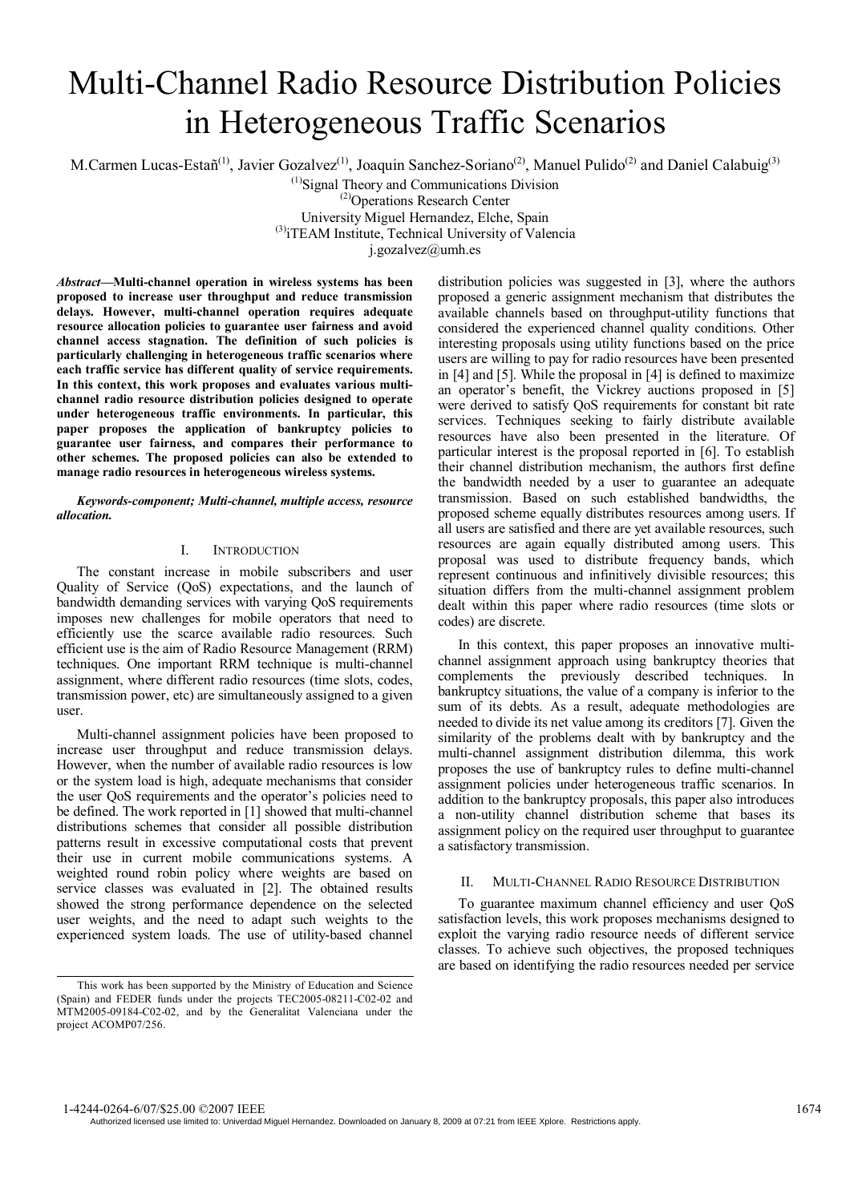# Multi-Channel Radio Resource Distribution Policies in Heterogeneous Traffic Scenarios

M.Carmen Lucas-Estañ[(1)], Javier Gozalvez[(1)], Joaquin Sanchez-Soriano[(2)], Manuel Pulido[(2)] and Daniel Calabuig[(3)]

[(1)]Signal Theory and Communications Division
[(2)]Operations Research Center
University Miguel Hernandez, Elche, Spain
[(3)]iTEAM Institute, Technical University of Valencia
j.gozalvez@umh.es

***Abstract*—Multi-channel operation in wireless systems has been proposed to increase user throughput and reduce transmission delays. However, multi-channel operation requires adequate resource allocation policies to guarantee user fairness and avoid channel access stagnation. The definition of such policies is particularly challenging in heterogeneous traffic scenarios where each traffic service has different quality of service requirements. In this context, this work proposes and evaluates various multi-channel radio resource distribution policies designed to operate under heterogeneous traffic environments. In particular, this paper proposes the application of bankruptcy policies to guarantee user fairness, and compares their performance to other schemes. The proposed policies can also be extended to manage radio resources in heterogeneous wireless systems.**

***Keywords-component; Multi-channel, multiple access, resource allocation.***

## I. Introduction

The constant increase in mobile subscribers and user Quality of Service (QoS) expectations, and the launch of bandwidth demanding services with varying QoS requirements imposes new challenges for mobile operators that need to efficiently use the scarce available radio resources. Such efficient use is the aim of Radio Resource Management (RRM) techniques. One important RRM technique is multi-channel assignment, where different radio resources (time slots, codes, transmission power, etc) are simultaneously assigned to a given user.

Multi-channel assignment policies have been proposed to increase user throughput and reduce transmission delays. However, when the number of available radio resources is low or the system load is high, adequate mechanisms that consider the user QoS requirements and the operator's policies need to be defined. The work reported in [1] showed that multi-channel distributions schemes that consider all possible distribution patterns result in excessive computational costs that prevent their use in current mobile communications systems. A weighted round robin policy where weights are based on service classes was evaluated in [2]. The obtained results showed the strong performance dependence on the selected user weights, and the need to adapt such weights to the experienced system loads. The use of utility-based channel distribution policies was suggested in [3], where the authors proposed a generic assignment mechanism that distributes the available channels based on throughput-utility functions that considered the experienced channel quality conditions. Other interesting proposals using utility functions based on the price users are willing to pay for radio resources have been presented in [4] and [5]. While the proposal in [4] is defined to maximize an operator's benefit, the Vickrey auctions proposed in [5] were derived to satisfy QoS requirements for constant bit rate services. Techniques seeking to fairly distribute available resources have also been presented in the literature. Of particular interest is the proposal reported in [6]. To establish their channel distribution mechanism, the authors first define the bandwidth needed by a user to guarantee an adequate transmission. Based on such established bandwidths, the proposed scheme equally distributes resources among users. If all users are satisfied and there are yet available resources, such resources are again equally distributed among users. This proposal was used to distribute frequency bands, which represent continuous and infinitively divisible resources; this situation differs from the multi-channel assignment problem dealt within this paper where radio resources (time slots or codes) are discrete.

In this context, this paper proposes an innovative multi-channel assignment approach using bankruptcy theories that complements the previously described techniques. In bankruptcy situations, the value of a company is inferior to the sum of its debts. As a result, adequate methodologies are needed to divide its net value among its creditors [7]. Given the similarity of the problems dealt with by bankruptcy and the multi-channel assignment distribution dilemma, this work proposes the use of bankruptcy rules to define multi-channel assignment policies under heterogeneous traffic scenarios. In addition to the bankruptcy proposals, this paper also introduces a non-utility channel distribution scheme that bases its assignment policy on the required user throughput to guarantee a satisfactory transmission.

## II. Multi-Channel Radio Resource Distribution

To guarantee maximum channel efficiency and user QoS satisfaction levels, this work proposes mechanisms designed to exploit the varying radio resource needs of different service classes. To achieve such objectives, the proposed techniques are based on identifying the radio resources needed per service

This work has been supported by the Ministry of Education and Science (Spain) and FEDER funds under the projects TEC2005-08211-C02-02 and MTM2005-09184-C02-02, and by the Generalitat Valenciana under the project ACOMP07/256.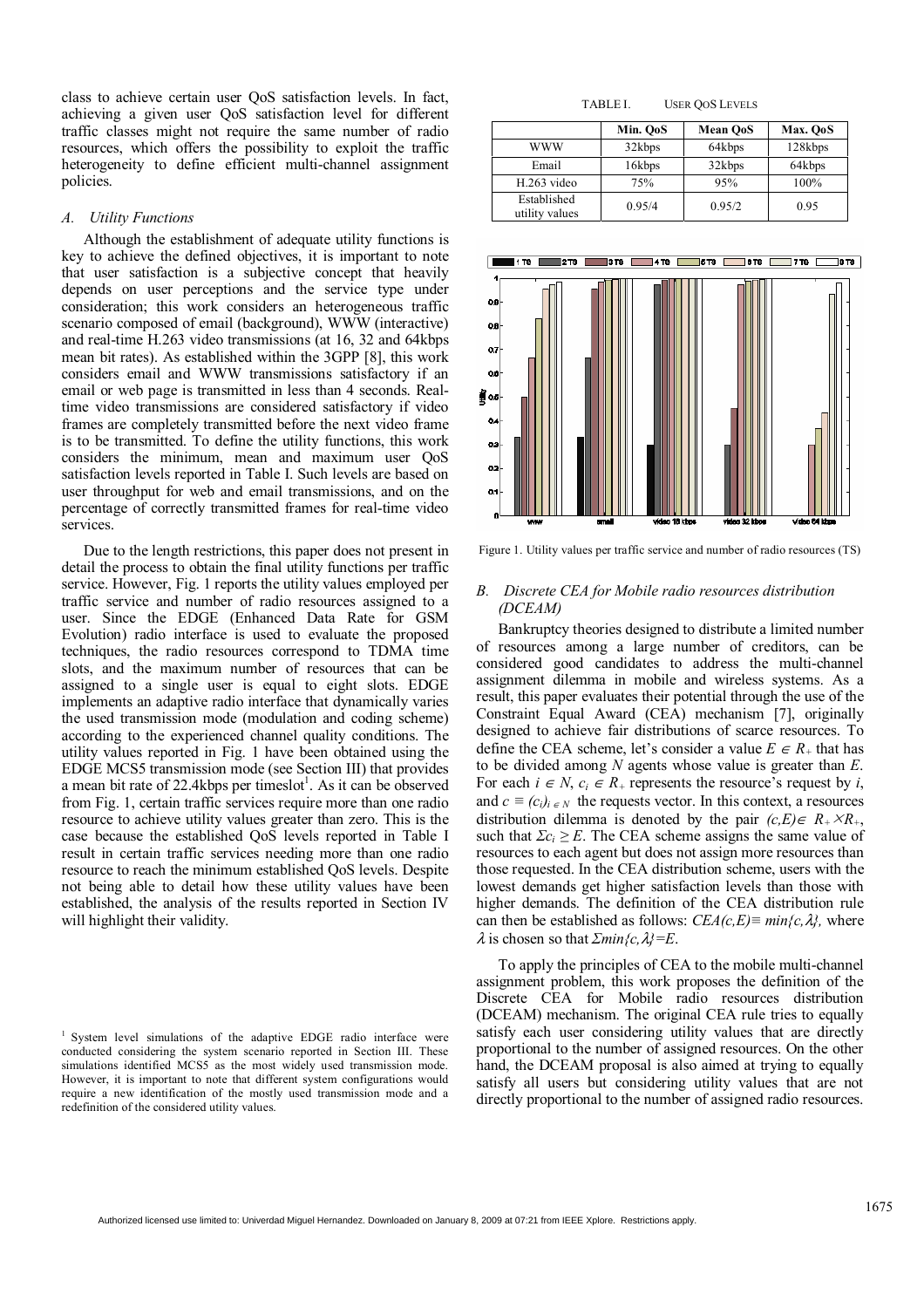class to achieve certain user QoS satisfaction levels. In fact, achieving a given user QoS satisfaction level for different traffic classes might not require the same number of radio resources, which offers the possibility to exploit the traffic heterogeneity to define efficient multi-channel assignment policies.

### *A. Utility Functions*

Although the establishment of adequate utility functions is key to achieve the defined objectives, it is important to note that user satisfaction is a subjective concept that heavily depends on user perceptions and the service type under consideration; this work considers an heterogeneous traffic scenario composed of email (background), WWW (interactive) and real-time H.263 video transmissions (at 16, 32 and 64kbps mean bit rates). As established within the 3GPP [8], this work considers email and WWW transmissions satisfactory if an email or web page is transmitted in less than 4 seconds. Real-time video transmissions are considered satisfactory if video frames are completely transmitted before the next video frame is to be transmitted. To define the utility functions, this work considers the minimum, mean and maximum user QoS satisfaction levels reported in Table I. Such levels are based on user throughput for web and email transmissions, and on the percentage of correctly transmitted frames for real-time video services.

TABLE I. USER QOS LEVELS

| | Min. QoS | Mean QoS | Max. QoS |
|---|---|---|---|
| WWW | 32kbps | 64kbps | 128kbps |
| Email | 16kbps | 32kbps | 64kbps |
| H.263 video | 75% | 95% | 100% |
| Established utility values | 0.95/4 | 0.95/2 | 0.95 |

Figure 1. Utility values per traffic service and number of radio resources (TS)

Due to the length restrictions, this paper does not present in detail the process to obtain the final utility functions per traffic service. However, Fig. 1 reports the utility values employed per traffic service and number of radio resources assigned to a user. Since the EDGE (Enhanced Data Rate for GSM Evolution) radio interface is used to evaluate the proposed techniques, the radio resources correspond to TDMA time slots, and the maximum number of resources that can be assigned to a single user is equal to eight slots. EDGE implements an adaptive radio interface that dynamically varies the used transmission mode (modulation and coding scheme) according to the experienced channel quality conditions. The utility values reported in Fig. 1 have been obtained using the EDGE MCS5 transmission mode (see Section III) that provides a mean bit rate of 22.4kbps per timeslot[1]. As it can be observed from Fig. 1, certain traffic services require more than one radio resource to achieve utility values greater than zero. This is the case because the established QoS levels reported in Table I result in certain traffic services needing more than one radio resource to reach the minimum established QoS levels. Despite not being able to detail how these utility values have been established, the analysis of the results reported in Section IV will highlight their validity.

### *B. Discrete CEA for Mobile radio resources distribution (DCEAM)*

Bankruptcy theories designed to distribute a limited number of resources among a large number of creditors, can be considered good candidates to address the multi-channel assignment dilemma in mobile and wireless systems. As a result, this paper evaluates their potential through the use of the Constraint Equal Award (CEA) mechanism [7], originally designed to achieve fair distributions of scarce resources. To define the CEA scheme, let's consider a value $E \in R_+$ that has to be divided among $N$ agents whose value is greater than $E$. For each $i \in N$, $c_i \in R_+$ represents the resource's request by $i$, and $c \equiv (c_i)_{i \in N}$ the requests vector. In this context, a resources distribution dilemma is denoted by the pair $(c,E) \in R_+ \times R_+$, such that $\Sigma c_i \geq E$. The CEA scheme assigns the same value of resources to each agent but does not assign more resources than those requested. In the CEA distribution scheme, users with the lowest demands get higher satisfaction levels than those with higher demands. The definition of the CEA distribution rule can then be established as follows: $CEA(c,E) \equiv min\{c,\lambda\}$, where $\lambda$ is chosen so that $\Sigma min\{c,\lambda\} = E$.

To apply the principles of CEA to the mobile multi-channel assignment problem, this work proposes the definition of the Discrete CEA for Mobile radio resources distribution (DCEAM) mechanism. The original CEA rule tries to equally satisfy each user considering utility values that are directly proportional to the number of assigned resources. On the other hand, the DCEAM proposal is also aimed at trying to equally satisfy all users but considering utility values that are not directly proportional to the number of assigned radio resources.

[1] System level simulations of the adaptive EDGE radio interface were conducted considering the system scenario reported in Section III. These simulations identified MCS5 as the most widely used transmission mode. However, it is important to note that different system configurations would require a new identification of the mostly used transmission mode and a redefinition of the considered utility values.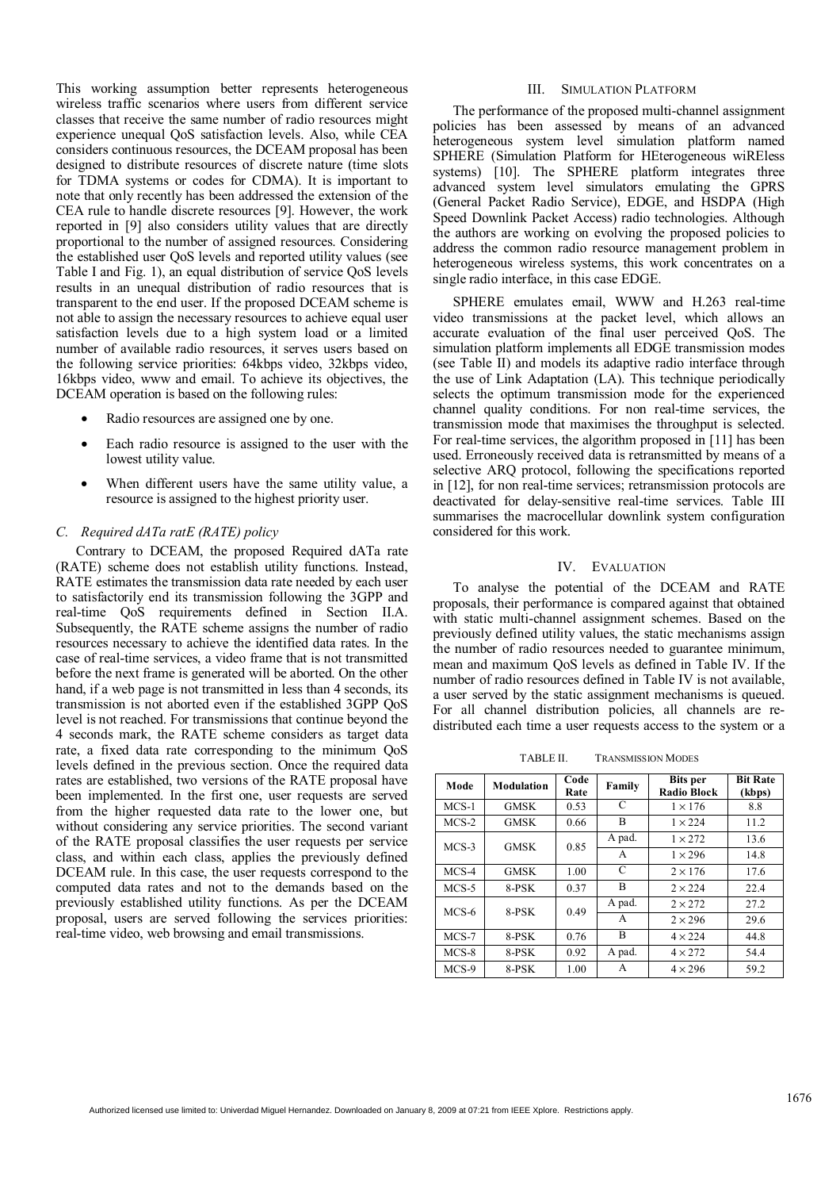This working assumption better represents heterogeneous wireless traffic scenarios where users from different service classes that receive the same number of radio resources might experience unequal QoS satisfaction levels. Also, while CEA considers continuous resources, the DCEAM proposal has been designed to distribute resources of discrete nature (time slots for TDMA systems or codes for CDMA). It is important to note that only recently has been addressed the extension of the CEA rule to handle discrete resources [9]. However, the work reported in [9] also considers utility values that are directly proportional to the number of assigned resources. Considering the established user QoS levels and reported utility values (see Table I and Fig. 1), an equal distribution of service QoS levels results in an unequal distribution of radio resources that is transparent to the end user. If the proposed DCEAM scheme is not able to assign the necessary resources to achieve equal user satisfaction levels due to a high system load or a limited number of available radio resources, it serves users based on the following service priorities: 64kbps video, 32kbps video, 16kbps video, www and email. To achieve its objectives, the DCEAM operation is based on the following rules:

- Radio resources are assigned one by one.
- Each radio resource is assigned to the user with the lowest utility value.
- When different users have the same utility value, a resource is assigned to the highest priority user.

### *C. Required dATa ratE (RATE) policy*

Contrary to DCEAM, the proposed Required dATa rate (RATE) scheme does not establish utility functions. Instead, RATE estimates the transmission data rate needed by each user to satisfactorily end its transmission following the 3GPP and real-time QoS requirements defined in Section II.A. Subsequently, the RATE scheme assigns the number of radio resources necessary to achieve the identified data rates. In the case of real-time services, a video frame that is not transmitted before the next frame is generated will be aborted. On the other hand, if a web page is not transmitted in less than 4 seconds, its transmission is not aborted even if the established 3GPP QoS level is not reached. For transmissions that continue beyond the 4 seconds mark, the RATE scheme considers as target data rate, a fixed data rate corresponding to the minimum QoS levels defined in the previous section. Once the required data rates are established, two versions of the RATE proposal have been implemented. In the first one, user requests are served from the higher requested data rate to the lower one, but without considering any service priorities. The second variant of the RATE proposal classifies the user requests per service class, and within each class, applies the previously defined DCEAM rule. In this case, the user requests correspond to the computed data rates and not to the demands based on the previously established utility functions. As per the DCEAM proposal, users are served following the services priorities: real-time video, web browsing and email transmissions.

## III. Simulation Platform

The performance of the proposed multi-channel assignment policies has been assessed by means of an advanced heterogeneous system level simulation platform named SPHERE (Simulation Platform for HEterogeneous wiREless systems) [10]. The SPHERE platform integrates three advanced system level simulators emulating the GPRS (General Packet Radio Service), EDGE, and HSDPA (High Speed Downlink Packet Access) radio technologies. Although the authors are working on evolving the proposed policies to address the common radio resource management problem in heterogeneous wireless systems, this work concentrates on a single radio interface, in this case EDGE.

SPHERE emulates email, WWW and H.263 real-time video transmissions at the packet level, which allows an accurate evaluation of the final user perceived QoS. The simulation platform implements all EDGE transmission modes (see Table II) and models its adaptive radio interface through the use of Link Adaptation (LA). This technique periodically selects the optimum transmission mode for the experienced channel quality conditions. For non real-time services, the transmission mode that maximises the throughput is selected. For real-time services, the algorithm proposed in [11] has been used. Erroneously received data is retransmitted by means of a selective ARQ protocol, following the specifications reported in [12], for non real-time services; retransmission protocols are deactivated for delay-sensitive real-time services. Table III summarises the macrocellular downlink system configuration considered for this work.

## IV. Evaluation

To analyse the potential of the DCEAM and RATE proposals, their performance is compared against that obtained with static multi-channel assignment schemes. Based on the previously defined utility values, the static mechanisms assign the number of radio resources needed to guarantee minimum, mean and maximum QoS levels as defined in Table IV. If the number of radio resources defined in Table IV is not available, a user served by the static assignment mechanisms is queued. For all channel distribution policies, all channels are re-distributed each time a user requests access to the system or a

TABLE II. Transmission Modes

| Mode | Modulation | Code Rate | Family | Bits per Radio Block | Bit Rate (kbps) |
|---|---|---|---|---|---|
| MCS-1 | GMSK | 0.53 | C | $1 \times 176$ | 8.8 |
| MCS-2 | GMSK | 0.66 | B | $1 \times 224$ | 11.2 |
| MCS-3 | GMSK | 0.85 | A pad. | $1 \times 272$ | 13.6 |
| | | | A | $1 \times 296$ | 14.8 |
| MCS-4 | GMSK | 1.00 | C | $2 \times 176$ | 17.6 |
| MCS-5 | 8-PSK | 0.37 | B | $2 \times 224$ | 22.4 |
| MCS-6 | 8-PSK | 0.49 | A pad. | $2 \times 272$ | 27.2 |
| | | | A | $2 \times 296$ | 29.6 |
| MCS-7 | 8-PSK | 0.76 | B | $4 \times 224$ | 44.8 |
| MCS-8 | 8-PSK | 0.92 | A pad. | $4 \times 272$ | 54.4 |
| MCS-9 | 8-PSK | 1.00 | A | $4 \times 296$ | 59.2 |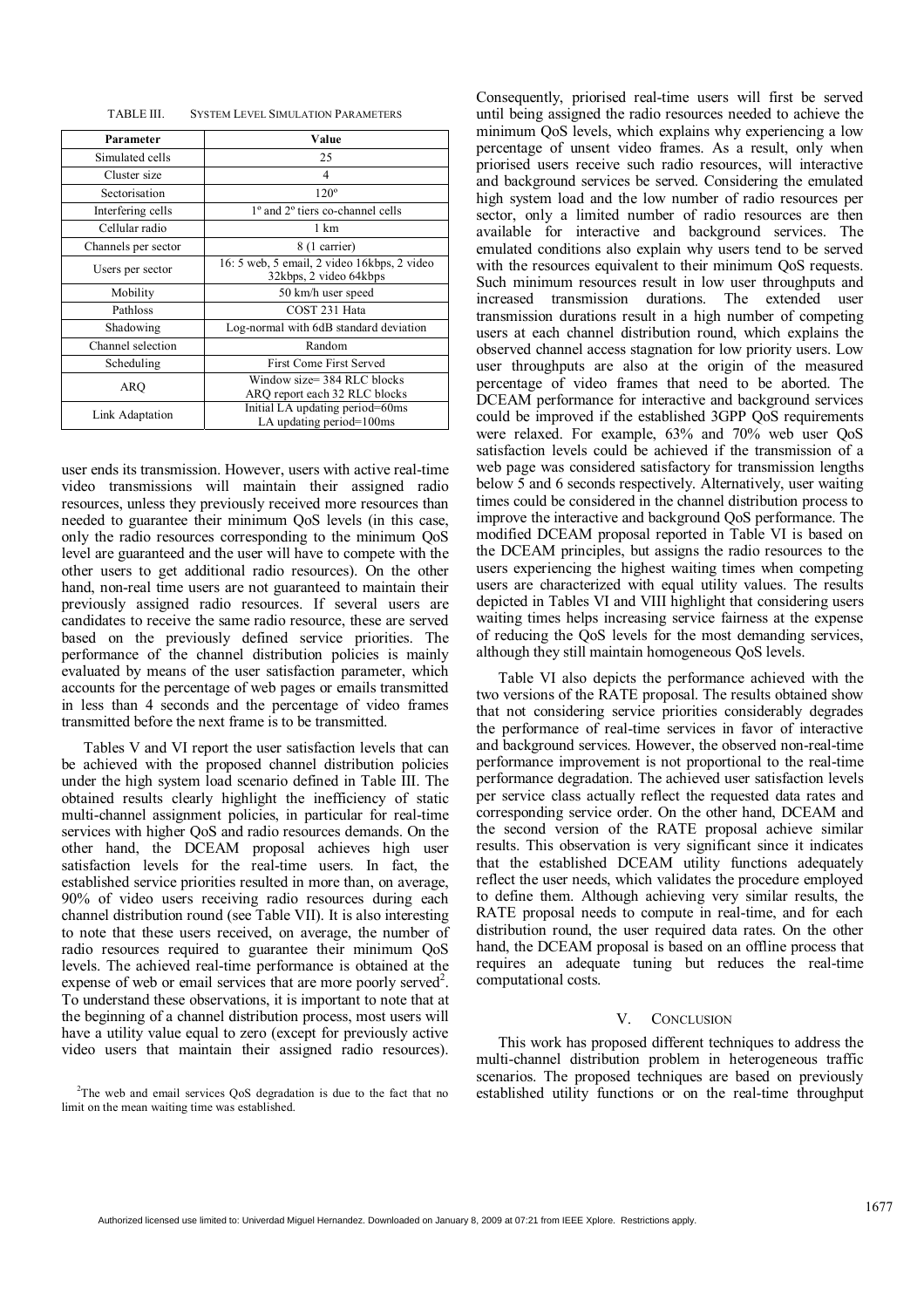TABLE III. SYSTEM LEVEL SIMULATION PARAMETERS

| Parameter | Value |
| --- | --- |
| Simulated cells | 25 |
| Cluster size | 4 |
| Sectorisation | 120º |
| Interfering cells | 1º and 2º tiers co-channel cells |
| Cellular radio | 1 km |
| Channels per sector | 8 (1 carrier) |
| Users per sector | 16: 5 web, 5 email, 2 video 16kbps, 2 video 32kbps, 2 video 64kbps |
| Mobility | 50 km/h user speed |
| Pathloss | COST 231 Hata |
| Shadowing | Log-normal with 6dB standard deviation |
| Channel selection | Random |
| Scheduling | First Come First Served |
| ARQ | Window size= 384 RLC blocks ARQ report each 32 RLC blocks |
| Link Adaptation | Initial LA updating period=60ms LA updating period=100ms |

user ends its transmission. However, users with active real-time video transmissions will maintain their assigned radio resources, unless they previously received more resources than needed to guarantee their minimum QoS levels (in this case, only the radio resources corresponding to the minimum QoS level are guaranteed and the user will have to compete with the other users to get additional radio resources). On the other hand, non-real time users are not guaranteed to maintain their previously assigned radio resources. If several users are candidates to receive the same radio resource, these are served based on the previously defined service priorities. The performance of the channel distribution policies is mainly evaluated by means of the user satisfaction parameter, which accounts for the percentage of web pages or emails transmitted in less than 4 seconds and the percentage of video frames transmitted before the next frame is to be transmitted.

Tables V and VI report the user satisfaction levels that can be achieved with the proposed channel distribution policies under the high system load scenario defined in Table III. The obtained results clearly highlight the inefficiency of static multi-channel assignment policies, in particular for real-time services with higher QoS and radio resources demands. On the other hand, the DCEAM proposal achieves high user satisfaction levels for the real-time users. In fact, the established service priorities resulted in more than, on average, 90% of video users receiving radio resources during each channel distribution round (see Table VII). It is also interesting to note that these users received, on average, the number of radio resources required to guarantee their minimum QoS levels. The achieved real-time performance is obtained at the expense of web or email services that are more poorly served[2]. To understand these observations, it is important to note that at the beginning of a channel distribution process, most users will have a utility value equal to zero (except for previously active video users that maintain their assigned radio resources). Consequently, priorised real-time users will first be served until being assigned the radio resources needed to achieve the minimum QoS levels, which explains why experiencing a low percentage of unsent video frames. As a result, only when priorised users receive such radio resources, will interactive and background services be served. Considering the emulated high system load and the low number of radio resources per sector, only a limited number of radio resources are then available for interactive and background services. The emulated conditions also explain why users tend to be served with the resources equivalent to their minimum QoS requests. Such minimum resources result in low user throughputs and increased transmission durations. The extended user transmission durations result in a high number of competing users at each channel distribution round, which explains the observed channel access stagnation for low priority users. Low user throughputs are also at the origin of the measured percentage of video frames that need to be aborted. The DCEAM performance for interactive and background services could be improved if the established 3GPP QoS requirements were relaxed. For example, 63% and 70% web user QoS satisfaction levels could be achieved if the transmission of a web page was considered satisfactory for transmission lengths below 5 and 6 seconds respectively. Alternatively, user waiting times could be considered in the channel distribution process to improve the interactive and background QoS performance. The modified DCEAM proposal reported in Table VI is based on the DCEAM principles, but assigns the radio resources to the users experiencing the highest waiting times when competing users are characterized with equal utility values. The results depicted in Tables VI and VIII highlight that considering users waiting times helps increasing service fairness at the expense of reducing the QoS levels for the most demanding services, although they still maintain homogeneous QoS levels.

Table VI also depicts the performance achieved with the two versions of the RATE proposal. The results obtained show that not considering service priorities considerably degrades the performance of real-time services in favor of interactive and background services. However, the observed non-real-time performance improvement is not proportional to the real-time performance degradation. The achieved user satisfaction levels per service class actually reflect the requested data rates and corresponding service order. On the other hand, DCEAM and the second version of the RATE proposal achieve similar results. This observation is very significant since it indicates that the established DCEAM utility functions adequately reflect the user needs, which validates the procedure employed to define them. Although achieving very similar results, the RATE proposal needs to compute in real-time, and for each distribution round, the user required data rates. On the other hand, the DCEAM proposal is based on an offline process that requires an adequate tuning but reduces the real-time computational costs.

## V. CONCLUSION

This work has proposed different techniques to address the multi-channel distribution problem in heterogeneous traffic scenarios. The proposed techniques are based on previously established utility functions or on the real-time throughput

[2]The web and email services QoS degradation is due to the fact that no limit on the mean waiting time was established.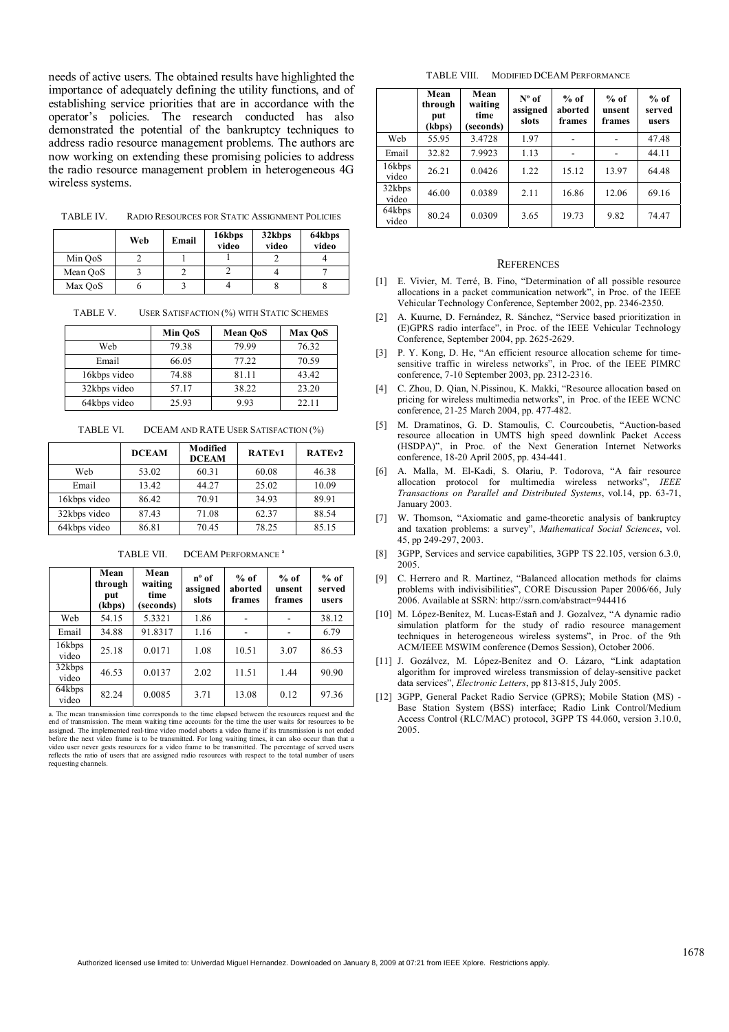needs of active users. The obtained results have highlighted the importance of adequately defining the utility functions, and of establishing service priorities that are in accordance with the operator's policies. The research conducted has also demonstrated the potential of the bankruptcy techniques to address radio resource management problems. The authors are now working on extending these promising policies to address the radio resource management problem in heterogeneous 4G wireless systems.

TABLE IV. RADIO RESOURCES FOR STATIC ASSIGNMENT POLICIES

| | Web | Email | 16kbps video | 32kbps video | 64kbps video |
|---|---|---|---|---|---|
| Min QoS | 2 | 1 | 1 | 2 | 4 |
| Mean QoS | 3 | 2 | 2 | 4 | 7 |
| Max QoS | 6 | 3 | 4 | 8 | 8 |

TABLE V. USER SATISFACTION (%) WITH STATIC SCHEMES

| | Min QoS | Mean QoS | Max QoS |
|---|---|---|---|
| Web | 79.38 | 79.99 | 76.32 |
| Email | 66.05 | 77.22 | 70.59 |
| 16kbps video | 74.88 | 81.11 | 43.42 |
| 32kbps video | 57.17 | 38.22 | 23.20 |
| 64kbps video | 25.93 | 9.93 | 22.11 |

TABLE VI. DCEAM AND RATE USER SATISFACTION (%)

| | DCEAM | Modified DCEAM | RATEv1 | RATEv2 |
|---|---|---|---|---|
| Web | 53.02 | 60.31 | 60.08 | 46.38 |
| Email | 13.42 | 44.27 | 25.02 | 10.09 |
| 16kbps video | 86.42 | 70.91 | 34.93 | 89.91 |
| 32kbps video | 87.43 | 71.08 | 62.37 | 88.54 |
| 64kbps video | 86.81 | 70.45 | 78.25 | 85.15 |

TABLE VII. DCEAM PERFORMANCE [a]

| | Mean throughput (kbps) | Mean waiting time (seconds) | nº of assigned slots | % of aborted frames | % of unsent frames | % of served users |
|---|---|---|---|---|---|---|
| Web | 54.15 | 5.3321 | 1.86 | - | - | 38.12 |
| Email | 34.88 | 91.8317 | 1.16 | - | - | 6.79 |
| 16kbps video | 25.18 | 0.0171 | 1.08 | 10.51 | 3.07 | 86.53 |
| 32kbps video | 46.53 | 0.0137 | 2.02 | 11.51 | 1.44 | 90.90 |
| 64kbps video | 82.24 | 0.0085 | 3.71 | 13.08 | 0.12 | 97.36 |

a. The mean transmission time corresponds to the time elapsed between the resources request and the end of transmission. The mean waiting time accounts for the time the user waits for resources to be assigned. The implemented real-time video model aborts a video frame if its transmission is not ended before the next video frame is to be transmitted. For long waiting times, it can also occur than that a video user never gests resources for a video frame to be transmitted. The percentage of served users reflects the ratio of users that are assigned radio resources with respect to the total number of users requesting channels.

TABLE VIII. MODIFIED DCEAM PERFORMANCE

| | Mean throughput (kbps) | Mean waiting time (seconds) | Nº of assigned slots | % of aborted frames | % of unsent frames | % of served users |
|---|---|---|---|---|---|---|
| Web | 55.95 | 3.4728 | 1.97 | - | - | 47.48 |
| Email | 32.82 | 7.9923 | 1.13 | - | - | 44.11 |
| 16kbps video | 26.21 | 0.0426 | 1.22 | 15.12 | 13.97 | 64.48 |
| 32kbps video | 46.00 | 0.0389 | 2.11 | 16.86 | 12.06 | 69.16 |
| 64kbps video | 80.24 | 0.0309 | 3.65 | 19.73 | 9.82 | 74.47 |

## REFERENCES

[1] E. Vivier, M. Terré, B. Fino, "Determination of all possible resource allocations in a packet communication network", in Proc. of the IEEE Vehicular Technology Conference, September 2002, pp. 2346-2350.

[2] A. Kuurne, D. Fernández, R. Sánchez, "Service based prioritization in (E)GPRS radio interface", in Proc. of the IEEE Vehicular Technology Conference, September 2004, pp. 2625-2629.

[3] P. Y. Kong, D. He, "An efficient resource allocation scheme for time-sensitive traffic in wireless networks", in Proc. of the IEEE PIMRC conference, 7-10 September 2003, pp. 2312-2316.

[4] C. Zhou, D. Qian, N.Pissinou, K. Makki, "Resource allocation based on pricing for wireless multimedia networks", in Proc. of the IEEE WCNC conference, 21-25 March 2004, pp. 477-482.

[5] M. Dramatinos, G. D. Stamoulis, C. Courcoubetis, "Auction-based resource allocation in UMTS high speed downlink Packet Access (HSDPA)", in Proc. of the Next Generation Internet Networks conference, 18-20 April 2005, pp. 434-441.

[6] A. Malla, M. El-Kadi, S. Olariu, P. Todorova, "A fair resource allocation protocol for multimedia wireless networks", *IEEE Transactions on Parallel and Distributed Systems*, vol.14, pp. 63-71, January 2003.

[7] W. Thomson, "Axiomatic and game-theoretic analysis of bankruptcy and taxation problems: a survey", *Mathematical Social Sciences*, vol. 45, pp 249-297, 2003.

[8] 3GPP, Services and service capabilities, 3GPP TS 22.105, version 6.3.0, 2005.

[9] C. Herrero and R. Martinez, "Balanced allocation methods for claims problems with indivisibilities", CORE Discussion Paper 2006/66, July 2006. Available at SSRN: http://ssrn.com/abstract=944416

[10] M. López-Benítez, M. Lucas-Estañ and J. Gozalvez, "A dynamic radio simulation platform for the study of radio resource management techniques in heterogeneous wireless systems", in Proc. of the 9th ACM/IEEE MSWIM conference (Demos Session), October 2006.

[11] J. Gozálvez, M. López-Benítez and O. Lázaro, "Link adaptation algorithm for improved wireless transmission of delay-sensitive packet data services", *Electronic Letters*, pp 813-815, July 2005.

[12] 3GPP, General Packet Radio Service (GPRS); Mobile Station (MS) - Base Station System (BSS) interface; Radio Link Control/Medium Access Control (RLC/MAC) protocol, 3GPP TS 44.060, version 3.10.0, 2005.